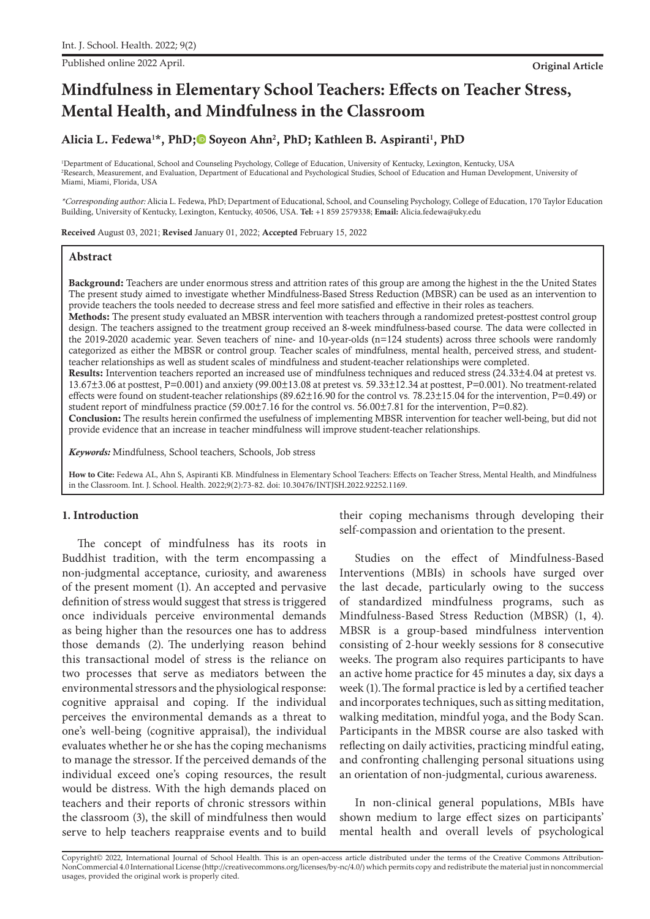Published online 2022 April.

**Original Article**

# Mindfulness in Elementary School Teachers: Effects on Teacher Stress, Mental Health, and Mindfulness in the Classroom

**Alicia L. Fedewa[1]*, PhD; Soyeon Ahn[2], PhD; Kathleen B. Aspiranti[1], PhD**

[1]Department of Educational, School and Counseling Psychology, College of Education, University of Kentucky, Lexington, Kentucky, USA
[2]Research, Measurement, and Evaluation, Department of Educational and Psychological Studies, School of Education and Human Development, University of Miami, Miami, Florida, USA

*\*Corresponding author:* Alicia L. Fedewa, PhD; Department of Educational, School, and Counseling Psychology, College of Education, 170 Taylor Education Building, University of Kentucky, Lexington, Kentucky, 40506, USA. **Tel:** +1 859 2579338; **Email:** Alicia.fedewa@uky.edu

**Received** August 03, 2021; **Revised** January 01, 2022; **Accepted** February 15, 2022

## Abstract

**Background:** Teachers are under enormous stress and attrition rates of this group are among the highest in the the United States The present study aimed to investigate whether Mindfulness-Based Stress Reduction (MBSR) can be used as an intervention to provide teachers the tools needed to decrease stress and feel more satisfied and effective in their roles as teachers.

**Methods:** The present study evaluated an MBSR intervention with teachers through a randomized pretest-posttest control group design. The teachers assigned to the treatment group received an 8-week mindfulness-based course. The data were collected in the 2019-2020 academic year. Seven teachers of nine- and 10-year-olds (n=124 students) across three schools were randomly categorized as either the MBSR or control group. Teacher scales of mindfulness, mental health, perceived stress, and student-teacher relationships as well as student scales of mindfulness and student-teacher relationships were completed.

**Results:** Intervention teachers reported an increased use of mindfulness techniques and reduced stress (24.33±4.04 at pretest vs. 13.67±3.06 at posttest, P=0.001) and anxiety (99.00±13.08 at pretest vs. 59.33±12.34 at posttest, P=0.001). No treatment-related effects were found on student-teacher relationships (89.62±16.90 for the control vs. 78.23±15.04 for the intervention, P=0.49) or student report of mindfulness practice (59.00±7.16 for the control vs. 56.00±7.81 for the intervention, P=0.82).

**Conclusion:** The results herein confirmed the usefulness of implementing MBSR intervention for teacher well-being, but did not provide evidence that an increase in teacher mindfulness will improve student-teacher relationships.

***Keywords:*** Mindfulness, School teachers, Schools, Job stress

**How to Cite:** Fedewa AL, Ahn S, Aspiranti KB. Mindfulness in Elementary School Teachers: Effects on Teacher Stress, Mental Health, and Mindfulness in the Classroom. Int. J. School. Health. 2022;9(2):73-82. doi: 10.30476/INTJSH.2022.92252.1169.

## 1. Introduction

The concept of mindfulness has its roots in Buddhist tradition, with the term encompassing a non-judgmental acceptance, curiosity, and awareness of the present moment (1). An accepted and pervasive definition of stress would suggest that stress is triggered once individuals perceive environmental demands as being higher than the resources one has to address those demands (2). The underlying reason behind this transactional model of stress is the reliance on two processes that serve as mediators between the environmental stressors and the physiological response: cognitive appraisal and coping. If the individual perceives the environmental demands as a threat to one's well-being (cognitive appraisal), the individual evaluates whether he or she has the coping mechanisms to manage the stressor. If the perceived demands of the individual exceed one's coping resources, the result would be distress. With the high demands placed on teachers and their reports of chronic stressors within the classroom (3), the skill of mindfulness then would serve to help teachers reappraise events and to build their coping mechanisms through developing their self-compassion and orientation to the present.

Studies on the effect of Mindfulness-Based Interventions (MBIs) in schools have surged over the last decade, particularly owing to the success of standardized mindfulness programs, such as Mindfulness-Based Stress Reduction (MBSR) (1, 4). MBSR is a group-based mindfulness intervention consisting of 2-hour weekly sessions for 8 consecutive weeks. The program also requires participants to have an active home practice for 45 minutes a day, six days a week (1). The formal practice is led by a certified teacher and incorporates techniques, such as sitting meditation, walking meditation, mindful yoga, and the Body Scan. Participants in the MBSR course are also tasked with reflecting on daily activities, practicing mindful eating, and confronting challenging personal situations using an orientation of non-judgmental, curious awareness.

In non-clinical general populations, MBIs have shown medium to large effect sizes on participants' mental health and overall levels of psychological

Copyright© 2022, International Journal of School Health. This is an open-access article distributed under the terms of the Creative Commons Attribution-NonCommercial 4.0 International License (http://creativecommons.org/licenses/by-nc/4.0/) which permits copy and redistribute the material just in noncommercial usages, provided the original work is properly cited.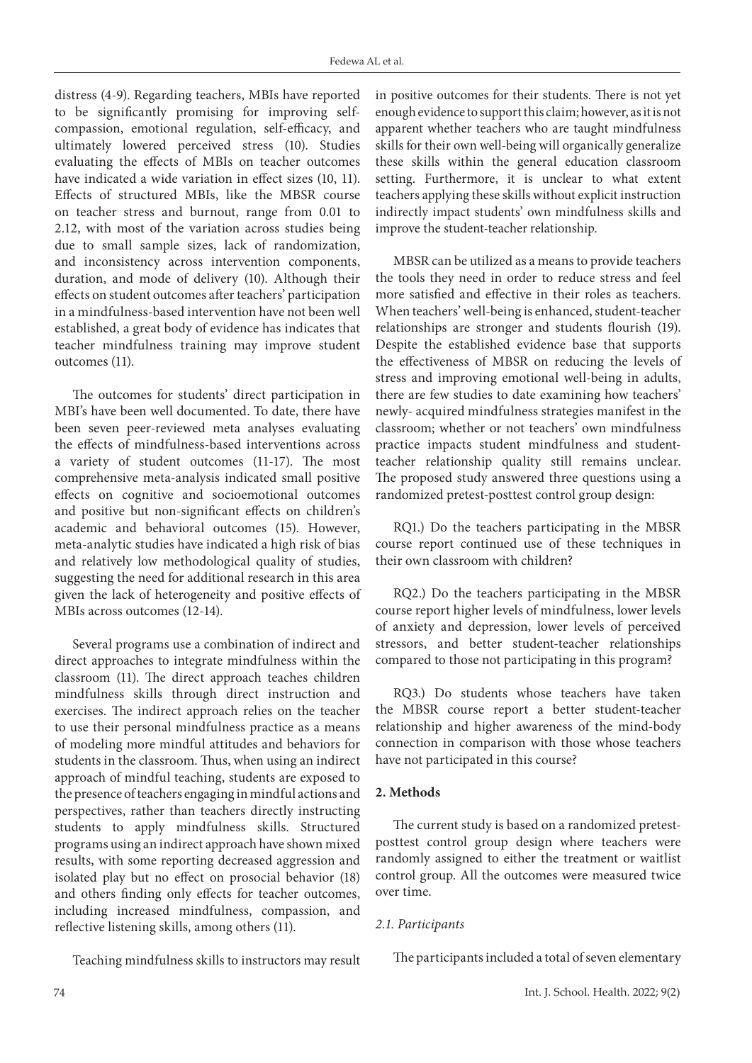distress (4-9). Regarding teachers, MBIs have reported to be significantly promising for improving self-compassion, emotional regulation, self-efficacy, and ultimately lowered perceived stress (10). Studies evaluating the effects of MBIs on teacher outcomes have indicated a wide variation in effect sizes (10, 11). Effects of structured MBIs, like the MBSR course on teacher stress and burnout, range from 0.01 to 2.12, with most of the variation across studies being due to small sample sizes, lack of randomization, and inconsistency across intervention components, duration, and mode of delivery (10). Although their effects on student outcomes after teachers' participation in a mindfulness-based intervention have not been well established, a great body of evidence has indicates that teacher mindfulness training may improve student outcomes (11).

The outcomes for students' direct participation in MBI's have been well documented. To date, there have been seven peer-reviewed meta analyses evaluating the effects of mindfulness-based interventions across a variety of student outcomes (11-17). The most comprehensive meta-analysis indicated small positive effects on cognitive and socioemotional outcomes and positive but non-significant effects on children's academic and behavioral outcomes (15). However, meta-analytic studies have indicated a high risk of bias and relatively low methodological quality of studies, suggesting the need for additional research in this area given the lack of heterogeneity and positive effects of MBIs across outcomes (12-14).

Several programs use a combination of indirect and direct approaches to integrate mindfulness within the classroom (11). The direct approach teaches children mindfulness skills through direct instruction and exercises. The indirect approach relies on the teacher to use their personal mindfulness practice as a means of modeling more mindful attitudes and behaviors for students in the classroom. Thus, when using an indirect approach of mindful teaching, students are exposed to the presence of teachers engaging in mindful actions and perspectives, rather than teachers directly instructing students to apply mindfulness skills. Structured programs using an indirect approach have shown mixed results, with some reporting decreased aggression and isolated play but no effect on prosocial behavior (18) and others finding only effects for teacher outcomes, including increased mindfulness, compassion, and reflective listening skills, among others (11).

Teaching mindfulness skills to instructors may result in positive outcomes for their students. There is not yet enough evidence to support this claim; however, as it is not apparent whether teachers who are taught mindfulness skills for their own well-being will organically generalize these skills within the general education classroom setting. Furthermore, it is unclear to what extent teachers applying these skills without explicit instruction indirectly impact students' own mindfulness skills and improve the student-teacher relationship.

MBSR can be utilized as a means to provide teachers the tools they need in order to reduce stress and feel more satisfied and effective in their roles as teachers. When teachers' well-being is enhanced, student-teacher relationships are stronger and students flourish (19). Despite the established evidence base that supports the effectiveness of MBSR on reducing the levels of stress and improving emotional well-being in adults, there are few studies to date examining how teachers' newly- acquired mindfulness strategies manifest in the classroom; whether or not teachers' own mindfulness practice impacts student mindfulness and student-teacher relationship quality still remains unclear. The proposed study answered three questions using a randomized pretest-posttest control group design:

RQ1.) Do the teachers participating in the MBSR course report continued use of these techniques in their own classroom with children?

RQ2.) Do the teachers participating in the MBSR course report higher levels of mindfulness, lower levels of anxiety and depression, lower levels of perceived stressors, and better student-teacher relationships compared to those not participating in this program?

RQ3.) Do students whose teachers have taken the MBSR course report a better student-teacher relationship and higher awareness of the mind-body connection in comparison with those whose teachers have not participated in this course?

## 2. Methods

The current study is based on a randomized pretest-posttest control group design where teachers were randomly assigned to either the treatment or waitlist control group. All the outcomes were measured twice over time.

### *2.1. Participants*

The participants included a total of seven elementary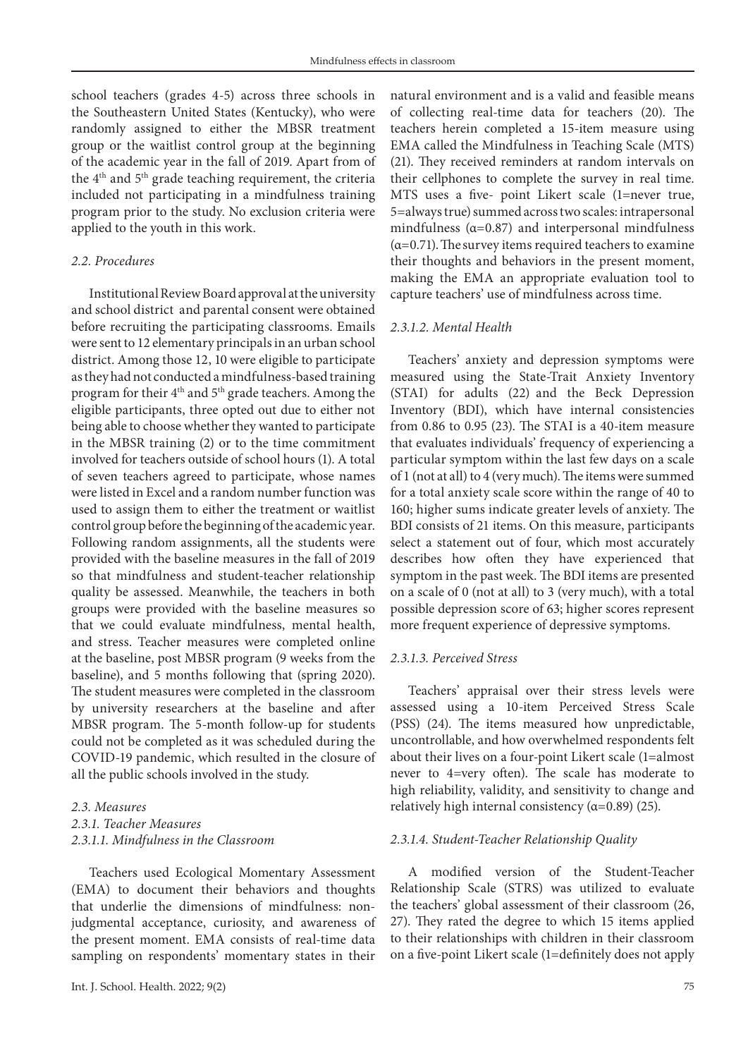school teachers (grades 4-5) across three schools in the Southeastern United States (Kentucky), who were randomly assigned to either the MBSR treatment group or the waitlist control group at the beginning of the academic year in the fall of 2019. Apart from of the 4th and 5th grade teaching requirement, the criteria included not participating in a mindfulness training program prior to the study. No exclusion criteria were applied to the youth in this work.

### *2.2. Procedures*

Institutional Review Board approval at the university and school district and parental consent were obtained before recruiting the participating classrooms. Emails were sent to 12 elementary principals in an urban school district. Among those 12, 10 were eligible to participate as they had not conducted a mindfulness-based training program for their 4th and 5th grade teachers. Among the eligible participants, three opted out due to either not being able to choose whether they wanted to participate in the MBSR training (2) or to the time commitment involved for teachers outside of school hours (1). A total of seven teachers agreed to participate, whose names were listed in Excel and a random number function was used to assign them to either the treatment or waitlist control group before the beginning of the academic year. Following random assignments, all the students were provided with the baseline measures in the fall of 2019 so that mindfulness and student-teacher relationship quality be assessed. Meanwhile, the teachers in both groups were provided with the baseline measures so that we could evaluate mindfulness, mental health, and stress. Teacher measures were completed online at the baseline, post MBSR program (9 weeks from the baseline), and 5 months following that (spring 2020). The student measures were completed in the classroom by university researchers at the baseline and after MBSR program. The 5-month follow-up for students could not be completed as it was scheduled during the COVID-19 pandemic, which resulted in the closure of all the public schools involved in the study.

### *2.3. Measures*

#### *2.3.1. Teacher Measures*

##### *2.3.1.1. Mindfulness in the Classroom*

Teachers used Ecological Momentary Assessment (EMA) to document their behaviors and thoughts that underlie the dimensions of mindfulness: non-judgmental acceptance, curiosity, and awareness of the present moment. EMA consists of real-time data sampling on respondents' momentary states in their natural environment and is a valid and feasible means of collecting real-time data for teachers (20). The teachers herein completed a 15-item measure using EMA called the Mindfulness in Teaching Scale (MTS) (21). They received reminders at random intervals on their cellphones to complete the survey in real time. MTS uses a five- point Likert scale (1=never true, 5=always true) summed across two scales: intrapersonal mindfulness ($\alpha$=0.87) and interpersonal mindfulness ($\alpha$=0.71). The survey items required teachers to examine their thoughts and behaviors in the present moment, making the EMA an appropriate evaluation tool to capture teachers' use of mindfulness across time.

##### *2.3.1.2. Mental Health*

Teachers' anxiety and depression symptoms were measured using the State-Trait Anxiety Inventory (STAI) for adults (22) and the Beck Depression Inventory (BDI), which have internal consistencies from 0.86 to 0.95 (23). The STAI is a 40-item measure that evaluates individuals' frequency of experiencing a particular symptom within the last few days on a scale of 1 (not at all) to 4 (very much). The items were summed for a total anxiety scale score within the range of 40 to 160; higher sums indicate greater levels of anxiety. The BDI consists of 21 items. On this measure, participants select a statement out of four, which most accurately describes how often they have experienced that symptom in the past week. The BDI items are presented on a scale of 0 (not at all) to 3 (very much), with a total possible depression score of 63; higher scores represent more frequent experience of depressive symptoms.

##### *2.3.1.3. Perceived Stress*

Teachers' appraisal over their stress levels were assessed using a 10-item Perceived Stress Scale (PSS) (24). The items measured how unpredictable, uncontrollable, and how overwhelmed respondents felt about their lives on a four-point Likert scale (1=almost never to 4=very often). The scale has moderate to high reliability, validity, and sensitivity to change and relatively high internal consistency ($\alpha$=0.89) (25).

##### *2.3.1.4. Student-Teacher Relationship Quality*

A modified version of the Student-Teacher Relationship Scale (STRS) was utilized to evaluate the teachers' global assessment of their classroom (26, 27). They rated the degree to which 15 items applied to their relationships with children in their classroom on a five-point Likert scale (1=definitely does not apply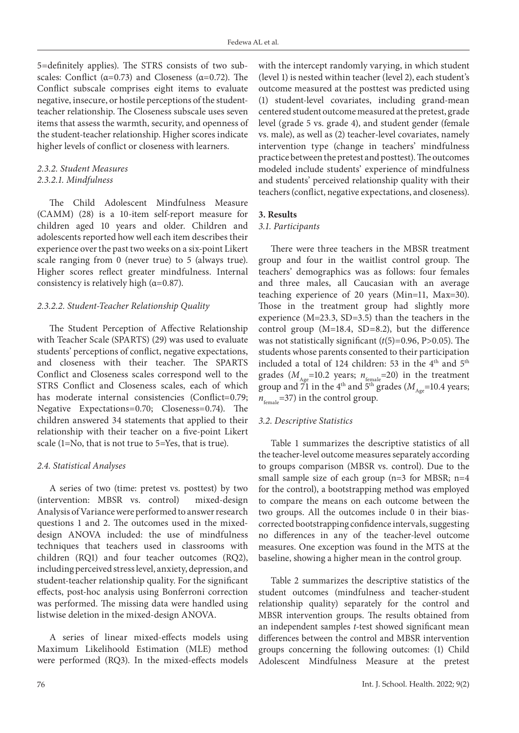5=definitely applies). The STRS consists of two subscales: Conflict (α=0.73) and Closeness (α=0.72). The Conflict subscale comprises eight items to evaluate negative, insecure, or hostile perceptions of the student-teacher relationship. The Closeness subscale uses seven items that assess the warmth, security, and openness of the student-teacher relationship. Higher scores indicate higher levels of conflict or closeness with learners.

#### *2.3.2. Student Measures*

#### *2.3.2.1. Mindfulness*

The Child Adolescent Mindfulness Measure (CAMM) (28) is a 10-item self-report measure for children aged 10 years and older. Children and adolescents reported how well each item describes their experience over the past two weeks on a six-point Likert scale ranging from 0 (never true) to 5 (always true). Higher scores reflect greater mindfulness. Internal consistency is relatively high (α=0.87).

#### *2.3.2.2. Student-Teacher Relationship Quality*

The Student Perception of Affective Relationship with Teacher Scale (SPARTS) (29) was used to evaluate students' perceptions of conflict, negative expectations, and closeness with their teacher. The SPARTS Conflict and Closeness scales correspond well to the STRS Conflict and Closeness scales, each of which has moderate internal consistencies (Conflict=0.79; Negative Expectations=0.70; Closeness=0.74). The children answered 34 statements that applied to their relationship with their teacher on a five-point Likert scale (1=No, that is not true to 5=Yes, that is true).

### *2.4. Statistical Analyses*

A series of two (time: pretest vs. posttest) by two (intervention: MBSR vs. control) mixed-design Analysis of Variance were performed to answer research questions 1 and 2. The outcomes used in the mixed-design ANOVA included: the use of mindfulness techniques that teachers used in classrooms with children (RQ1) and four teacher outcomes (RQ2), including perceived stress level, anxiety, depression, and student-teacher relationship quality. For the significant effects, post-hoc analysis using Bonferroni correction was performed. The missing data were handled using listwise deletion in the mixed-design ANOVA.

A series of linear mixed-effects models using Maximum Likelihoold Estimation (MLE) method were performed (RQ3). In the mixed-effects models with the intercept randomly varying, in which student (level 1) is nested within teacher (level 2), each student's outcome measured at the posttest was predicted using (1) student-level covariates, including grand-mean centered student outcome measured at the pretest, grade level (grade 5 vs. grade 4), and student gender (female vs. male), as well as (2) teacher-level covariates, namely intervention type (change in teachers' mindfulness practice between the pretest and posttest). The outcomes modeled include students' experience of mindfulness and students' perceived relationship quality with their teachers (conflict, negative expectations, and closeness).

## **3. Results**

### *3.1. Participants*

There were three teachers in the MBSR treatment group and four in the waitlist control group. The teachers' demographics was as follows: four females and three males, all Caucasian with an average teaching experience of 20 years (Min=11, Max=30). Those in the treatment group had slightly more experience (M=23.3, SD=3.5) than the teachers in the control group (M=18.4, SD=8.2), but the difference was not statistically significant ($t(5)=0.96$, $P>0.05$). The students whose parents consented to their participation included a total of 124 children: 53 in the 4th and 5th grades ($M_{Age}$=10.2 years; $n_{female}$=20) in the treatment group and 71 in the 4th and 5th grades ($M_{Age}$=10.4 years; $n_{female}$=37) in the control group.

### *3.2. Descriptive Statistics*

Table 1 summarizes the descriptive statistics of all the teacher-level outcome measures separately according to groups comparison (MBSR vs. control). Due to the small sample size of each group (n=3 for MBSR; n=4 for the control), a bootstrapping method was employed to compare the means on each outcome between the two groups. All the outcomes include 0 in their bias-corrected bootstrapping confidence intervals, suggesting no differences in any of the teacher-level outcome measures. One exception was found in the MTS at the baseline, showing a higher mean in the control group.

Table 2 summarizes the descriptive statistics of the student outcomes (mindfulness and teacher-student relationship quality) separately for the control and MBSR intervention groups. The results obtained from an independent samples *t*-test showed significant mean differences between the control and MBSR intervention groups concerning the following outcomes: (1) Child Adolescent Mindfulness Measure at the pretest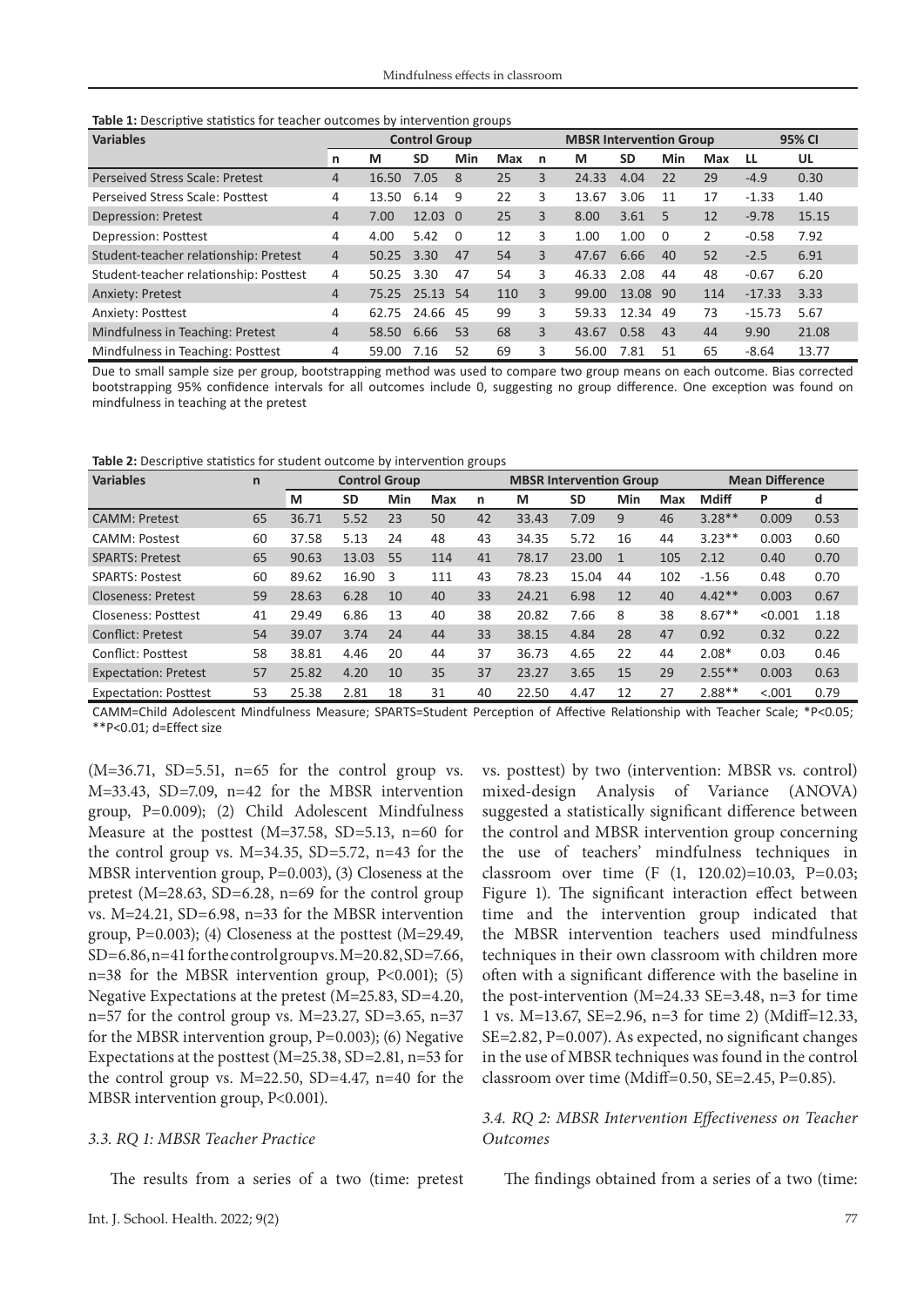**Table 1:** Descriptive statistics for teacher outcomes by intervention groups

| Variables | Control Group | | | | | MBSR Intervention Group | | | | | 95% CI | |
|---|---|---|---|---|---|---|---|---|---|---|---|---|
| | n | M | SD | Min | Max | n | M | SD | Min | Max | LL | UL |
| Perseived Stress Scale: Pretest | 4 | 16.50 | 7.05 | 8 | 25 | 3 | 24.33 | 4.04 | 22 | 29 | -4.9 | 0.30 |
| Perseived Stress Scale: Posttest | 4 | 13.50 | 6.14 | 9 | 22 | 3 | 13.67 | 3.06 | 11 | 17 | -1.33 | 1.40 |
| Depression: Pretest | 4 | 7.00 | 12.03 | 0 | 25 | 3 | 8.00 | 3.61 | 5 | 12 | -9.78 | 15.15 |
| Depression: Posttest | 4 | 4.00 | 5.42 | 0 | 12 | 3 | 1.00 | 1.00 | 0 | 2 | -0.58 | 7.92 |
| Student-teacher relationship: Pretest | 4 | 50.25 | 3.30 | 47 | 54 | 3 | 47.67 | 6.66 | 40 | 52 | -2.5 | 6.91 |
| Student-teacher relationship: Posttest | 4 | 50.25 | 3.30 | 47 | 54 | 3 | 46.33 | 2.08 | 44 | 48 | -0.67 | 6.20 |
| Anxiety: Pretest | 4 | 75.25 | 25.13 | 54 | 110 | 3 | 99.00 | 13.08 | 90 | 114 | -17.33 | 3.33 |
| Anxiety: Posttest | 4 | 62.75 | 24.66 | 45 | 99 | 3 | 59.33 | 12.34 | 49 | 73 | -15.73 | 5.67 |
| Mindfulness in Teaching: Pretest | 4 | 58.50 | 6.66 | 53 | 68 | 3 | 43.67 | 0.58 | 43 | 44 | 9.90 | 21.08 |
| Mindfulness in Teaching: Posttest | 4 | 59.00 | 7.16 | 52 | 69 | 3 | 56.00 | 7.81 | 51 | 65 | -8.64 | 13.77 |

Due to small sample size per group, bootstrapping method was used to compare two group means on each outcome. Bias corrected bootstrapping 95% confidence intervals for all outcomes include 0, suggesting no group difference. One exception was found on mindfulness in teaching at the pretest

**Table 2:** Descriptive statistics for student outcome by intervention groups

| Variables | n | Control Group | | | | n | MBSR Intervention Group | | | | Mean Difference | | |
|---|---|---|---|---|---|---|---|---|---|---|---|---|---|
| | | M | SD | Min | Max | n | M | SD | Min | Max | Mdiff | P | d |
| CAMM: Pretest | 65 | 36.71 | 5.52 | 23 | 50 | 42 | 33.43 | 7.09 | 9 | 46 | 3.28** | 0.009 | 0.53 |
| CAMM: Postest | 60 | 37.58 | 5.13 | 24 | 48 | 43 | 34.35 | 5.72 | 16 | 44 | 3.23** | 0.003 | 0.60 |
| SPARTS: Pretest | 65 | 90.63 | 13.03 | 55 | 114 | 41 | 78.17 | 23.00 | 1 | 105 | 2.12 | 0.40 | 0.70 |
| SPARTS: Postest | 60 | 89.62 | 16.90 | 3 | 111 | 43 | 78.23 | 15.04 | 44 | 102 | -1.56 | 0.48 | 0.70 |
| Closeness: Pretest | 59 | 28.63 | 6.28 | 10 | 40 | 33 | 24.21 | 6.98 | 12 | 40 | 4.42** | 0.003 | 0.67 |
| Closeness: Posttest | 41 | 29.49 | 6.86 | 13 | 40 | 38 | 20.82 | 7.66 | 8 | 38 | 8.67** | <0.001 | 1.18 |
| Conflict: Pretest | 54 | 39.07 | 3.74 | 24 | 44 | 33 | 38.15 | 4.84 | 28 | 47 | 0.92 | 0.32 | 0.22 |
| Conflict: Posttest | 58 | 38.81 | 4.46 | 20 | 44 | 37 | 36.73 | 4.65 | 22 | 44 | 2.08* | 0.03 | 0.46 |
| Expectation: Pretest | 57 | 25.82 | 4.20 | 10 | 35 | 37 | 23.27 | 3.65 | 15 | 29 | 2.55** | 0.003 | 0.63 |
| Expectation: Posttest | 53 | 25.38 | 2.81 | 18 | 31 | 40 | 22.50 | 4.47 | 12 | 27 | 2.88** | <.001 | 0.79 |

CAMM=Child Adolescent Mindfulness Measure; SPARTS=Student Perception of Affective Relationship with Teacher Scale; *P<0.05; **P<0.01; d=Effect size

(M=36.71, SD=5.51, n=65 for the control group vs. M=33.43, SD=7.09, n=42 for the MBSR intervention group, P=0.009); (2) Child Adolescent Mindfulness Measure at the posttest (M=37.58, SD=5.13, n=60 for the control group vs. M=34.35, SD=5.72, n=43 for the MBSR intervention group, P=0.003), (3) Closeness at the pretest (M=28.63, SD=6.28, n=69 for the control group vs. M=24.21, SD=6.98, n=33 for the MBSR intervention group, P=0.003); (4) Closeness at the posttest (M=29.49, SD=6.86, n=41 for the control group vs. M=20.82, SD=7.66, n=38 for the MBSR intervention group, P<0.001); (5) Negative Expectations at the pretest (M=25.83, SD=4.20, n=57 for the control group vs. M=23.27, SD=3.65, n=37 for the MBSR intervention group, P=0.003); (6) Negative Expectations at the posttest (M=25.38, SD=2.81, n=53 for the control group vs. M=22.50, SD=4.47, n=40 for the MBSR intervention group, P<0.001).

### *3.3. RQ 1: MBSR Teacher Practice*

The results from a series of a two (time: pretest vs. posttest) by two (intervention: MBSR vs. control) mixed-design Analysis of Variance (ANOVA) suggested a statistically significant difference between the control and MBSR intervention group concerning the use of teachers' mindfulness techniques in classroom over time (F (1, 120.02)=10.03, P=0.03; Figure 1). The significant interaction effect between time and the intervention group indicated that the MBSR intervention teachers used mindfulness techniques in their own classroom with children more often with a significant difference with the baseline in the post-intervention (M=24.33 SE=3.48, n=3 for time 1 vs. M=13.67, SE=2.96, n=3 for time 2) (Mdiff=12.33, SE=2.82, P=0.007). As expected, no significant changes in the use of MBSR techniques was found in the control classroom over time (Mdiff=0.50, SE=2.45, P=0.85).

### *3.4. RQ 2: MBSR Intervention Effectiveness on Teacher Outcomes*

The findings obtained from a series of a two (time: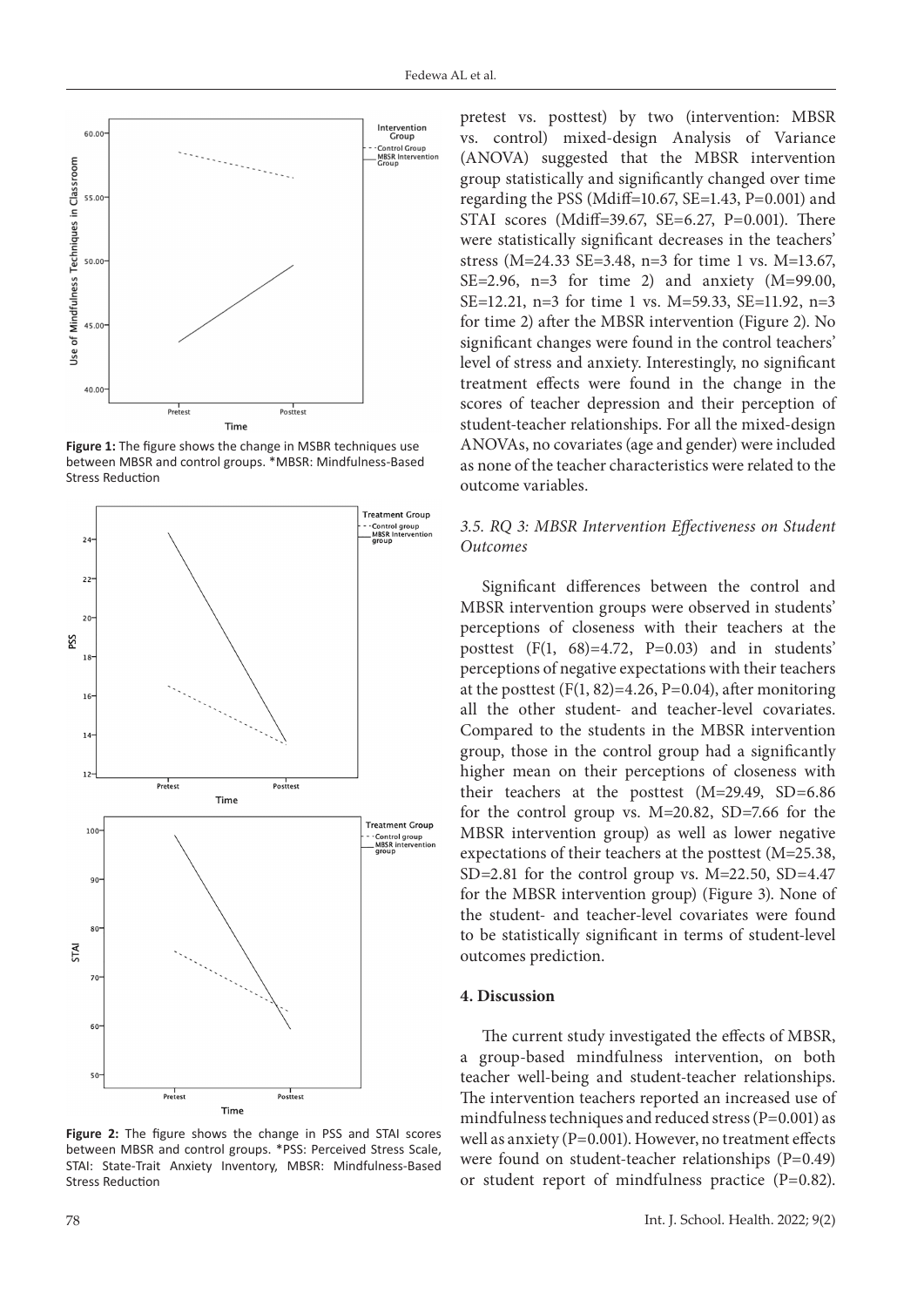Figure 1: The figure shows the change in MSBR techniques use between MBSR and control groups. *MBSR: Mindfulness-Based Stress Reduction

Figure 2: The figure shows the change in PSS and STAI scores between MBSR and control groups. *PSS: Perceived Stress Scale, STAI: State-Trait Anxiety Inventory, MBSR: Mindfulness-Based Stress Reduction

pretest vs. posttest) by two (intervention: MBSR vs. control) mixed-design Analysis of Variance (ANOVA) suggested that the MBSR intervention group statistically and significantly changed over time regarding the PSS (Mdiff=10.67, SE=1.43, P=0.001) and STAI scores (Mdiff=39.67, SE=6.27, P=0.001). There were statistically significant decreases in the teachers' stress (M=24.33 SE=3.48, n=3 for time 1 vs. M=13.67, SE=2.96, n=3 for time 2) and anxiety (M=99.00, SE=12.21, n=3 for time 1 vs. M=59.33, SE=11.92, n=3 for time 2) after the MBSR intervention (Figure 2). No significant changes were found in the control teachers' level of stress and anxiety. Interestingly, no significant treatment effects were found in the change in the scores of teacher depression and their perception of student-teacher relationships. For all the mixed-design ANOVAs, no covariates (age and gender) were included as none of the teacher characteristics were related to the outcome variables.

### *3.5. RQ 3: MBSR Intervention Effectiveness on Student Outcomes*

Significant differences between the control and MBSR intervention groups were observed in students' perceptions of closeness with their teachers at the posttest ($F(1, 68)=4.72$, P=0.03) and in students' perceptions of negative expectations with their teachers at the posttest ($F(1, 82)=4.26$, P=0.04), after monitoring all the other student- and teacher-level covariates. Compared to the students in the MBSR intervention group, those in the control group had a significantly higher mean on their perceptions of closeness with their teachers at the posttest (M=29.49, SD=6.86 for the control group vs. M=20.82, SD=7.66 for the MBSR intervention group) as well as lower negative expectations of their teachers at the posttest (M=25.38, SD=2.81 for the control group vs. M=22.50, SD=4.47 for the MBSR intervention group) (Figure 3). None of the student- and teacher-level covariates were found to be statistically significant in terms of student-level outcomes prediction.

## 4. Discussion

The current study investigated the effects of MBSR, a group-based mindfulness intervention, on both teacher well-being and student-teacher relationships. The intervention teachers reported an increased use of mindfulness techniques and reduced stress (P=0.001) as well as anxiety (P=0.001). However, no treatment effects were found on student-teacher relationships (P=0.49) or student report of mindfulness practice (P=0.82).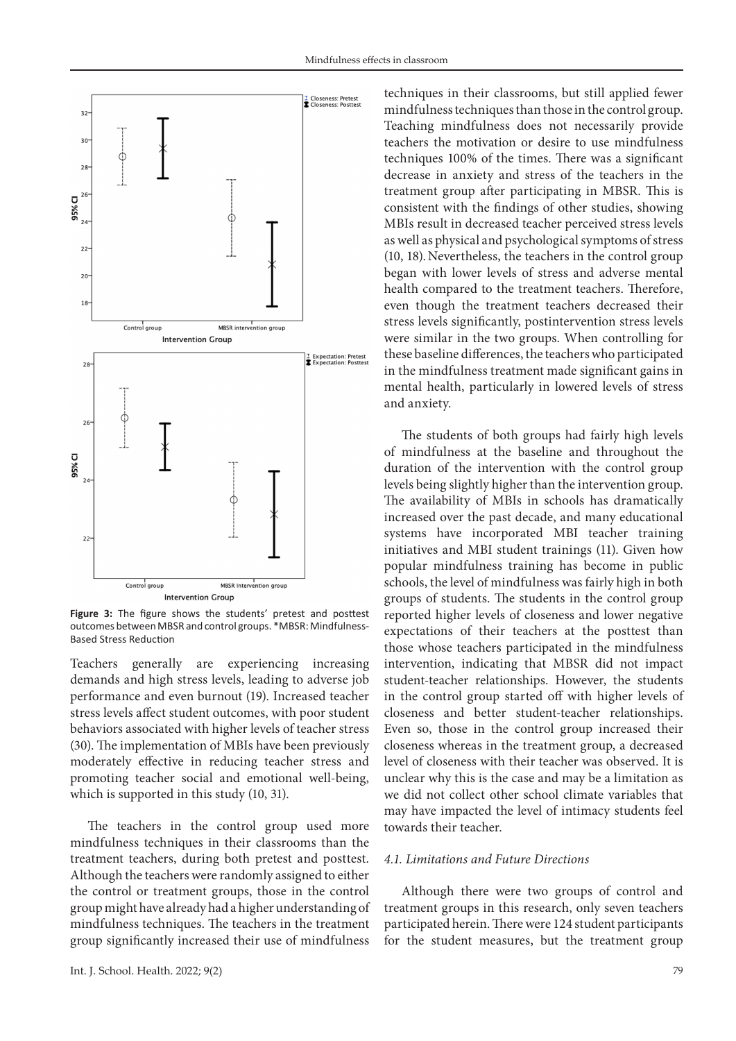Figure 3: The figure shows the students' pretest and posttest outcomes between MBSR and control groups. *MBSR: Mindfulness-Based Stress Reduction

Teachers generally are experiencing increasing demands and high stress levels, leading to adverse job performance and even burnout (19). Increased teacher stress levels affect student outcomes, with poor student behaviors associated with higher levels of teacher stress (30). The implementation of MBIs have been previously moderately effective in reducing teacher stress and promoting teacher social and emotional well-being, which is supported in this study (10, 31).

The teachers in the control group used more mindfulness techniques in their classrooms than the treatment teachers, during both pretest and posttest. Although the teachers were randomly assigned to either the control or treatment groups, those in the control group might have already had a higher understanding of mindfulness techniques. The teachers in the treatment group significantly increased their use of mindfulness techniques in their classrooms, but still applied fewer mindfulness techniques than those in the control group. Teaching mindfulness does not necessarily provide teachers the motivation or desire to use mindfulness techniques 100% of the times. There was a significant decrease in anxiety and stress of the teachers in the treatment group after participating in MBSR. This is consistent with the findings of other studies, showing MBIs result in decreased teacher perceived stress levels as well as physical and psychological symptoms of stress (10, 18). Nevertheless, the teachers in the control group began with lower levels of stress and adverse mental health compared to the treatment teachers. Therefore, even though the treatment teachers decreased their stress levels significantly, postintervention stress levels were similar in the two groups. When controlling for these baseline differences, the teachers who participated in the mindfulness treatment made significant gains in mental health, particularly in lowered levels of stress and anxiety.

The students of both groups had fairly high levels of mindfulness at the baseline and throughout the duration of the intervention with the control group levels being slightly higher than the intervention group. The availability of MBIs in schools has dramatically increased over the past decade, and many educational systems have incorporated MBI teacher training initiatives and MBI student trainings (11). Given how popular mindfulness training has become in public schools, the level of mindfulness was fairly high in both groups of students. The students in the control group reported higher levels of closeness and lower negative expectations of their teachers at the posttest than those whose teachers participated in the mindfulness intervention, indicating that MBSR did not impact student-teacher relationships. However, the students in the control group started off with higher levels of closeness and better student-teacher relationships. Even so, those in the control group increased their closeness whereas in the treatment group, a decreased level of closeness with their teacher was observed. It is unclear why this is the case and may be a limitation as we did not collect other school climate variables that may have impacted the level of intimacy students feel towards their teacher.

### *4.1. Limitations and Future Directions*

Although there were two groups of control and treatment groups in this research, only seven teachers participated herein. There were 124 student participants for the student measures, but the treatment group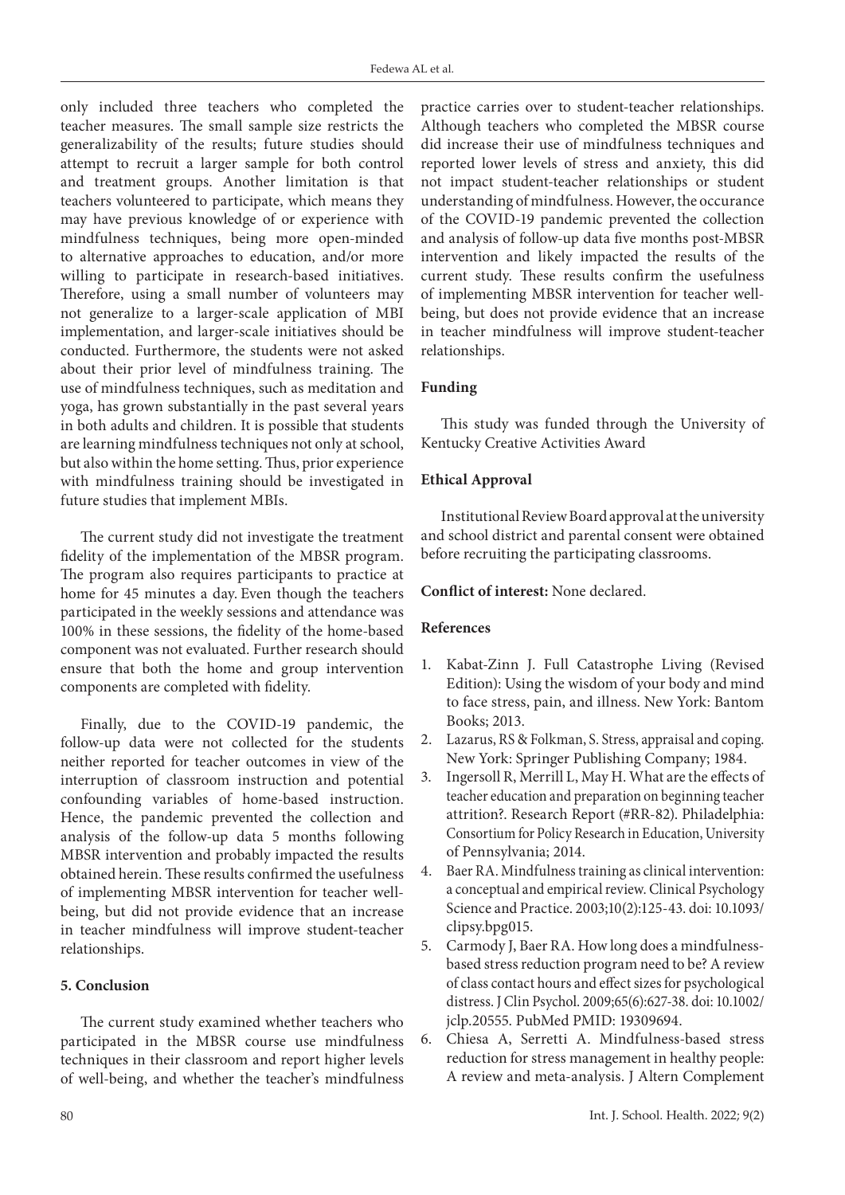only included three teachers who completed the teacher measures. The small sample size restricts the generalizability of the results; future studies should attempt to recruit a larger sample for both control and treatment groups. Another limitation is that teachers volunteered to participate, which means they may have previous knowledge of or experience with mindfulness techniques, being more open-minded to alternative approaches to education, and/or more willing to participate in research-based initiatives. Therefore, using a small number of volunteers may not generalize to a larger-scale application of MBI implementation, and larger-scale initiatives should be conducted. Furthermore, the students were not asked about their prior level of mindfulness training. The use of mindfulness techniques, such as meditation and yoga, has grown substantially in the past several years in both adults and children. It is possible that students are learning mindfulness techniques not only at school, but also within the home setting. Thus, prior experience with mindfulness training should be investigated in future studies that implement MBIs.

The current study did not investigate the treatment fidelity of the implementation of the MBSR program. The program also requires participants to practice at home for 45 minutes a day. Even though the teachers participated in the weekly sessions and attendance was 100% in these sessions, the fidelity of the home-based component was not evaluated. Further research should ensure that both the home and group intervention components are completed with fidelity.

Finally, due to the COVID-19 pandemic, the follow-up data were not collected for the students neither reported for teacher outcomes in view of the interruption of classroom instruction and potential confounding variables of home-based instruction. Hence, the pandemic prevented the collection and analysis of the follow-up data 5 months following MBSR intervention and probably impacted the results obtained herein. These results confirmed the usefulness of implementing MBSR intervention for teacher well-being, but did not provide evidence that an increase in teacher mindfulness will improve student-teacher relationships.

## 5. Conclusion

The current study examined whether teachers who participated in the MBSR course use mindfulness techniques in their classroom and report higher levels of well-being, and whether the teacher's mindfulness practice carries over to student-teacher relationships. Although teachers who completed the MBSR course did increase their use of mindfulness techniques and reported lower levels of stress and anxiety, this did not impact student-teacher relationships or student understanding of mindfulness. However, the occurance of the COVID-19 pandemic prevented the collection and analysis of follow-up data five months post-MBSR intervention and likely impacted the results of the current study. These results confirm the usefulness of implementing MBSR intervention for teacher well-being, but does not provide evidence that an increase in teacher mindfulness will improve student-teacher relationships.

**Funding**

This study was funded through the University of Kentucky Creative Activities Award

**Ethical Approval**

Institutional Review Board approval at the university and school district and parental consent were obtained before recruiting the participating classrooms.

**Conflict of interest:** None declared.

**References**

1. Kabat-Zinn J. Full Catastrophe Living (Revised Edition): Using the wisdom of your body and mind to face stress, pain, and illness. New York: Bantom Books; 2013.
2. Lazarus, RS & Folkman, S. Stress, appraisal and coping. New York: Springer Publishing Company; 1984.
3. Ingersoll R, Merrill L, May H. What are the effects of teacher education and preparation on beginning teacher attrition?. Research Report (#RR-82). Philadelphia: Consortium for Policy Research in Education, University of Pennsylvania; 2014.
4. Baer RA. Mindfulness training as clinical intervention: a conceptual and empirical review. Clinical Psychology Science and Practice. 2003;10(2):125-43. doi: 10.1093/clipsy.bpg015.
5. Carmody J, Baer RA. How long does a mindfulness-based stress reduction program need to be? A review of class contact hours and effect sizes for psychological distress. J Clin Psychol. 2009;65(6):627-38. doi: 10.1002/jclp.20555. PubMed PMID: 19309694.
6. Chiesa A, Serretti A. Mindfulness-based stress reduction for stress management in healthy people: A review and meta-analysis. J Altern Complement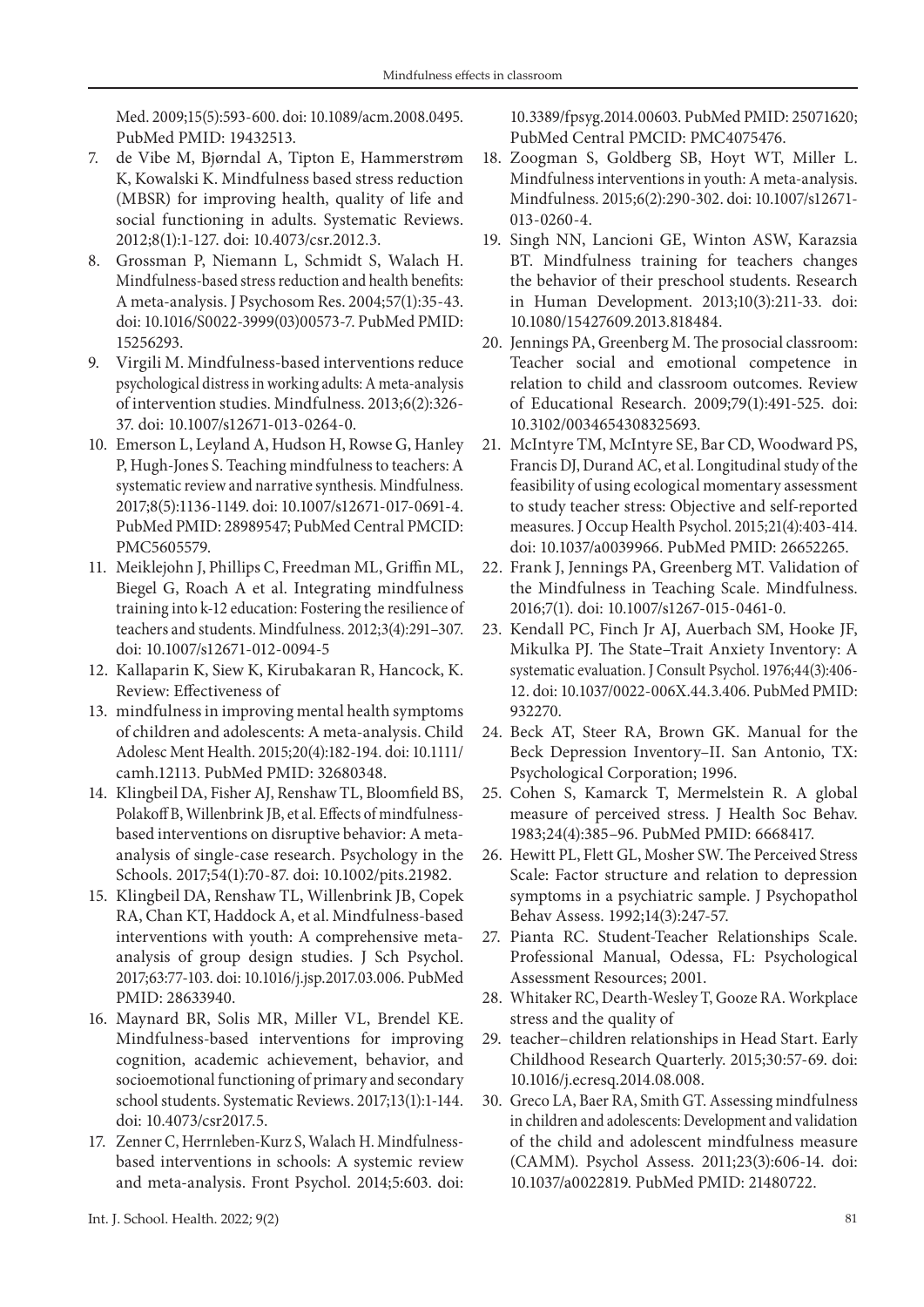Med. 2009;15(5):593-600. doi: 10.1089/acm.2008.0495. PubMed PMID: 19432513.

7. de Vibe M, Bjørndal A, Tipton E, Hammerstrøm K, Kowalski K. Mindfulness based stress reduction (MBSR) for improving health, quality of life and social functioning in adults. Systematic Reviews. 2012;8(1):1-127. doi: 10.4073/csr.2012.3.
8. Grossman P, Niemann L, Schmidt S, Walach H. Mindfulness-based stress reduction and health benefits: A meta-analysis. J Psychosom Res. 2004;57(1):35-43. doi: 10.1016/S0022-3999(03)00573-7. PubMed PMID: 15256293.
9. Virgili M. Mindfulness-based interventions reduce psychological distress in working adults: A meta-analysis of intervention studies. Mindfulness. 2013;6(2):326-37. doi: 10.1007/s12671-013-0264-0.
10. Emerson L, Leyland A, Hudson H, Rowse G, Hanley P, Hugh-Jones S. Teaching mindfulness to teachers: A systematic review and narrative synthesis. Mindfulness. 2017;8(5):1136-1149. doi: 10.1007/s12671-017-0691-4. PubMed PMID: 28989547; PubMed Central PMCID: PMC5605579.
11. Meiklejohn J, Phillips C, Freedman ML, Griffin ML, Biegel G, Roach A et al. Integrating mindfulness training into k-12 education: Fostering the resilience of teachers and students. Mindfulness. 2012;3(4):291–307. doi: 10.1007/s12671-012-0094-5
12. Kallaparin K, Siew K, Kirubakaran R, Hancock, K. Review: Effectiveness of
13. mindfulness in improving mental health symptoms of children and adolescents: A meta-analysis. Child Adolesc Ment Health. 2015;20(4):182-194. doi: 10.1111/camh.12113. PubMed PMID: 32680348.
14. Klingbeil DA, Fisher AJ, Renshaw TL, Bloomfield BS, Polakoff B, Willenbrink JB, et al. Effects of mindfulness-based interventions on disruptive behavior: A meta-analysis of single-case research. Psychology in the Schools. 2017;54(1):70-87. doi: 10.1002/pits.21982.
15. Klingbeil DA, Renshaw TL, Willenbrink JB, Copek RA, Chan KT, Haddock A, et al. Mindfulness-based interventions with youth: A comprehensive meta-analysis of group design studies. J Sch Psychol. 2017;63:77-103. doi: 10.1016/j.jsp.2017.03.006. PubMed PMID: 28633940.
16. Maynard BR, Solis MR, Miller VL, Brendel KE. Mindfulness-based interventions for improving cognition, academic achievement, behavior, and socioemotional functioning of primary and secondary school students. Systematic Reviews. 2017;13(1):1-144. doi: 10.4073/csr2017.5.
17. Zenner C, Herrnleben-Kurz S, Walach H. Mindfulness-based interventions in schools: A systemic review and meta-analysis. Front Psychol. 2014;5:603. doi: 10.3389/fpsyg.2014.00603. PubMed PMID: 25071620; PubMed Central PMCID: PMC4075476.
18. Zoogman S, Goldberg SB, Hoyt WT, Miller L. Mindfulness interventions in youth: A meta-analysis. Mindfulness. 2015;6(2):290-302. doi: 10.1007/s12671-013-0260-4.
19. Singh NN, Lancioni GE, Winton ASW, Karazsia BT. Mindfulness training for teachers changes the behavior of their preschool students. Research in Human Development. 2013;10(3):211-33. doi: 10.1080/15427609.2013.818484.
20. Jennings PA, Greenberg M. The prosocial classroom: Teacher social and emotional competence in relation to child and classroom outcomes. Review of Educational Research. 2009;79(1):491-525. doi: 10.3102/0034654308325693.
21. McIntyre TM, McIntyre SE, Bar CD, Woodward PS, Francis DJ, Durand AC, et al. Longitudinal study of the feasibility of using ecological momentary assessment to study teacher stress: Objective and self-reported measures. J Occup Health Psychol. 2015;21(4):403-414. doi: 10.1037/a0039966. PubMed PMID: 26652265.
22. Frank J, Jennings PA, Greenberg MT. Validation of the Mindfulness in Teaching Scale. Mindfulness. 2016;7(1). doi: 10.1007/s1267-015-0461-0.
23. Kendall PC, Finch Jr AJ, Auerbach SM, Hooke JF, Mikulka PJ. The State–Trait Anxiety Inventory: A systematic evaluation. J Consult Psychol. 1976;44(3):406-12. doi: 10.1037/0022-006X.44.3.406. PubMed PMID: 932270.
24. Beck AT, Steer RA, Brown GK. Manual for the Beck Depression Inventory–II. San Antonio, TX: Psychological Corporation; 1996.
25. Cohen S, Kamarck T, Mermelstein R. A global measure of perceived stress. J Health Soc Behav. 1983;24(4):385–96. PubMed PMID: 6668417.
26. Hewitt PL, Flett GL, Mosher SW. The Perceived Stress Scale: Factor structure and relation to depression symptoms in a psychiatric sample. J Psychopathol Behav Assess. 1992;14(3):247-57.
27. Pianta RC. Student-Teacher Relationships Scale. Professional Manual, Odessa, FL: Psychological Assessment Resources; 2001.
28. Whitaker RC, Dearth-Wesley T, Gooze RA. Workplace stress and the quality of
29. teacher–children relationships in Head Start. Early Childhood Research Quarterly. 2015;30:57-69. doi: 10.1016/j.ecresq.2014.08.008.
30. Greco LA, Baer RA, Smith GT. Assessing mindfulness in children and adolescents: Development and validation of the child and adolescent mindfulness measure (CAMM). Psychol Assess. 2011;23(3):606-14. doi: 10.1037/a0022819. PubMed PMID: 21480722.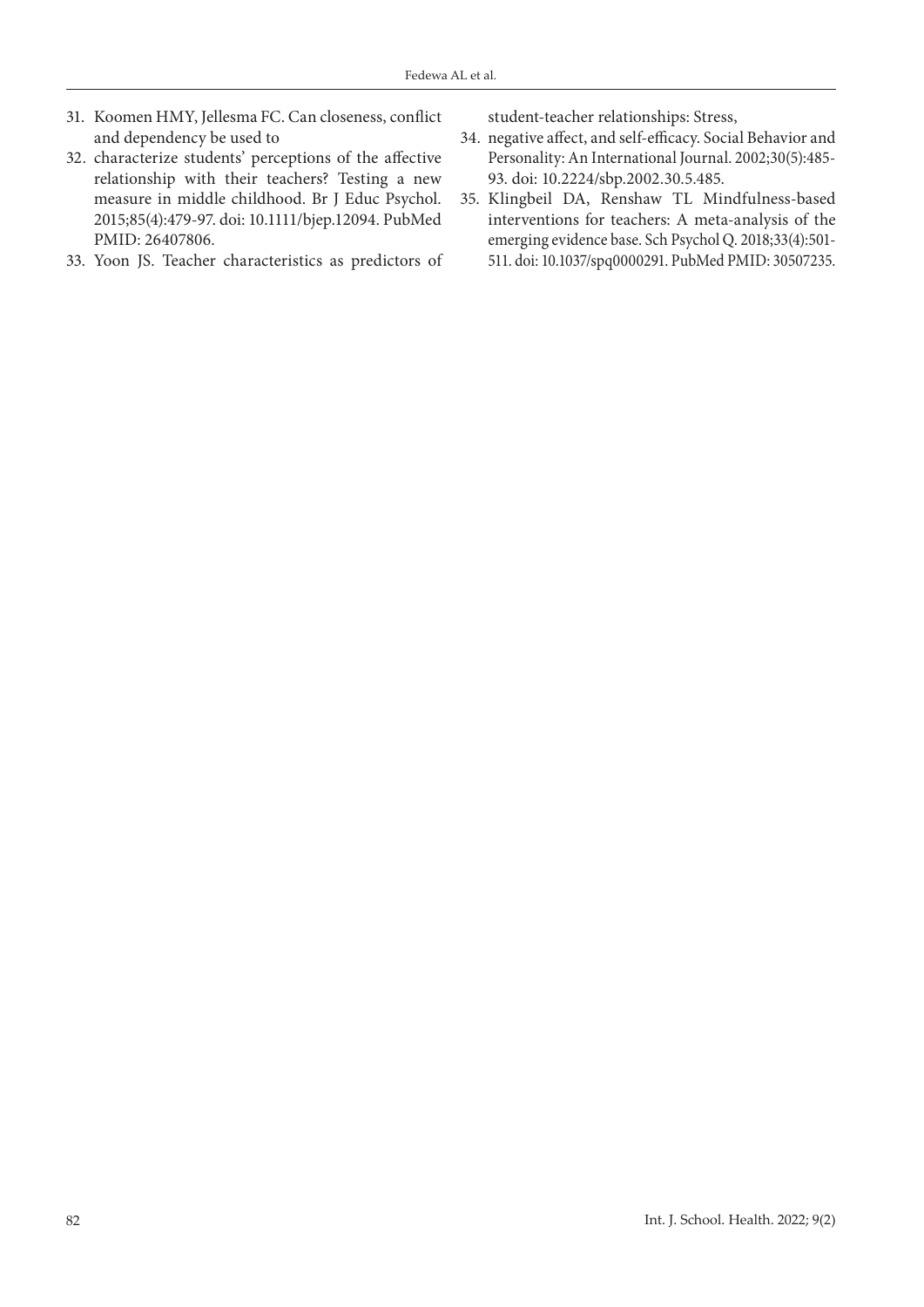31. Koomen HMY, Jellesma FC. Can closeness, conflict and dependency be used to
32. characterize students' perceptions of the affective relationship with their teachers? Testing a new measure in middle childhood. Br J Educ Psychol. 2015;85(4):479-97. doi: 10.1111/bjep.12094. PubMed PMID: 26407806.
33. Yoon JS. Teacher characteristics as predictors of student-teacher relationships: Stress,
34. negative affect, and self-efficacy. Social Behavior and Personality: An International Journal. 2002;30(5):485-93. doi: 10.2224/sbp.2002.30.5.485.
35. Klingbeil DA, Renshaw TL Mindfulness-based interventions for teachers: A meta-analysis of the emerging evidence base. Sch Psychol Q. 2018;33(4):501-511. doi: 10.1037/spq0000291. PubMed PMID: 30507235.